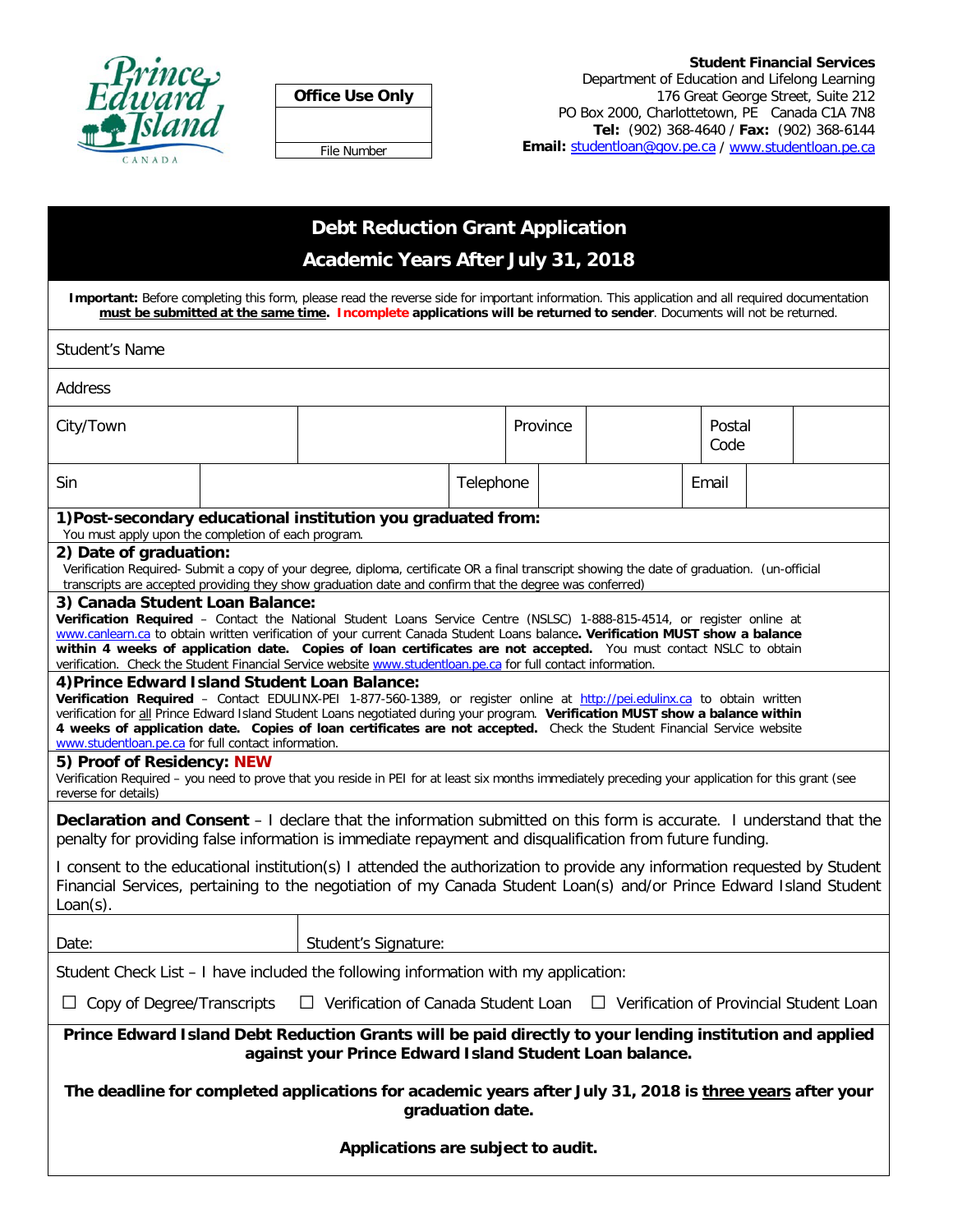Prince Edward Island CANADA

| Office Use Only |
| --- |
| |
| File Number |

**Student Financial Services**
Department of Education and Lifelong Learning
176 Great George Street, Suite 212
PO Box 2000, Charlottetown, PE Canada C1A 7N8
**Tel:** (902) 368-4640 / **Fax:** (902) 368-6144
**Email:** studentloan@gov.pe.ca / www.studentloan.pe.ca

# Debt Reduction Grant Application

## Academic Years After July 31, 2018

**Important:** Before completing this form, please read the reverse side for important information. This application and all required documentation **must be submitted at the same time. Incomplete applications will be returned to sender**. Documents will not be returned.

| Student's Name | | | | | |
| --- | --- | --- | --- | --- | --- |
| Address | | | | | |
| City/Town | | Province | | Postal Code | |
| Sin | | Telephone | | Email | |

**1) Post-secondary educational institution you graduated from:**
You must apply upon the completion of each program.

**2) Date of graduation:**
Verification Required- Submit a copy of your degree, diploma, certificate OR a final transcript showing the date of graduation. (un-official transcripts are accepted providing they show graduation date and confirm that the degree was conferred)

**3) Canada Student Loan Balance:**
**Verification Required** – Contact the National Student Loans Service Centre (NSLSC) 1-888-815-4514, or register online at www.canlearn.ca to obtain written verification of your current Canada Student Loans balance**. Verification MUST show a balance within 4 weeks of application date. Copies of loan certificates are not accepted.** You must contact NSLC to obtain verification. Check the Student Financial Service website www.studentloan.pe.ca for full contact information.

**4) Prince Edward Island Student Loan Balance:**
**Verification Required** – Contact EDULINX-PEI 1-877-560-1389, or register online at http://pei.edulinx.ca to obtain written verification for all Prince Edward Island Student Loans negotiated during your program. **Verification MUST show a balance within 4 weeks of application date. Copies of loan certificates are not accepted.** Check the Student Financial Service website www.studentloan.pe.ca for full contact information.

**5) Proof of Residency: NEW**
Verification Required – you need to prove that you reside in PEI for at least six months immediately preceding your application for this grant (see reverse for details)

**Declaration and Consent** – I declare that the information submitted on this form is accurate. I understand that the penalty for providing false information is immediate repayment and disqualification from future funding.

I consent to the educational institution(s) I attended the authorization to provide any information requested by Student Financial Services, pertaining to the negotiation of my Canada Student Loan(s) and/or Prince Edward Island Student Loan(s).

| Date: | Student's Signature: |
| --- | --- |

Student Check List – I have included the following information with my application:

☐ Copy of Degree/Transcripts ☐ Verification of Canada Student Loan ☐ Verification of Provincial Student Loan

**Prince Edward Island Debt Reduction Grants will be paid directly to your lending institution and applied against your Prince Edward Island Student Loan balance.**

**The deadline for completed applications for academic years after July 31, 2018 is three years after your graduation date.**

**Applications are subject to audit.**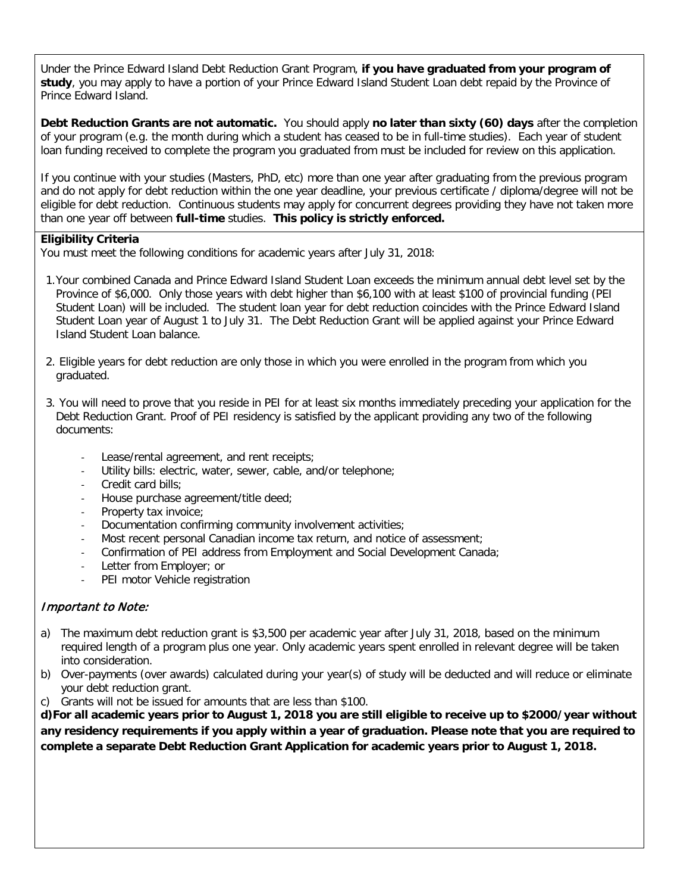Under the Prince Edward Island Debt Reduction Grant Program, **if you have graduated from your program of study**, you may apply to have a portion of your Prince Edward Island Student Loan debt repaid by the Province of Prince Edward Island.

**Debt Reduction Grants are not automatic.** You should apply **no later than sixty (60) days** after the completion of your program (e.g. the month during which a student has ceased to be in full-time studies). Each year of student loan funding received to complete the program you graduated from must be included for review on this application.

If you continue with your studies (Masters, PhD, etc) more than one year after graduating from the previous program and do not apply for debt reduction within the one year deadline, your previous certificate / diploma/degree will not be eligible for debt reduction. Continuous students may apply for concurrent degrees providing they have not taken more than one year off between **full-time** studies. **This policy is strictly enforced.**

**Eligibility Criteria**

You must meet the following conditions for academic years after July 31, 2018:

1. Your combined Canada and Prince Edward Island Student Loan exceeds the minimum annual debt level set by the Province of $6,000. Only those years with debt higher than $6,100 with at least $100 of provincial funding (PEI Student Loan) will be included. The student loan year for debt reduction coincides with the Prince Edward Island Student Loan year of August 1 to July 31. The Debt Reduction Grant will be applied against your Prince Edward Island Student Loan balance.

2. Eligible years for debt reduction are only those in which you were enrolled in the program from which you graduated.

3. You will need to prove that you reside in PEI for at least six months immediately preceding your application for the Debt Reduction Grant. Proof of PEI residency is satisfied by the applicant providing any two of the following documents:

   - Lease/rental agreement, and rent receipts;
   - Utility bills: electric, water, sewer, cable, and/or telephone;
   - Credit card bills;
   - House purchase agreement/title deed;
   - Property tax invoice;
   - Documentation confirming community involvement activities;
   - Most recent personal Canadian income tax return, and notice of assessment;
   - Confirmation of PEI address from Employment and Social Development Canada;
   - Letter from Employer; or
   - PEI motor Vehicle registration

### *Important to Note:*

a) The maximum debt reduction grant is $3,500 per academic year after July 31, 2018, based on the minimum required length of a program plus one year. Only academic years spent enrolled in relevant degree will be taken into consideration.

b) Over-payments (over awards) calculated during your year(s) of study will be deducted and will reduce or eliminate your debt reduction grant.

c) Grants will not be issued for amounts that are less than $100.

**d) For all academic years prior to August 1, 2018 you are still eligible to receive up to $2000/year without any residency requirements if you apply within a year of graduation. Please note that you are required to complete a separate Debt Reduction Grant Application for academic years prior to August 1, 2018.**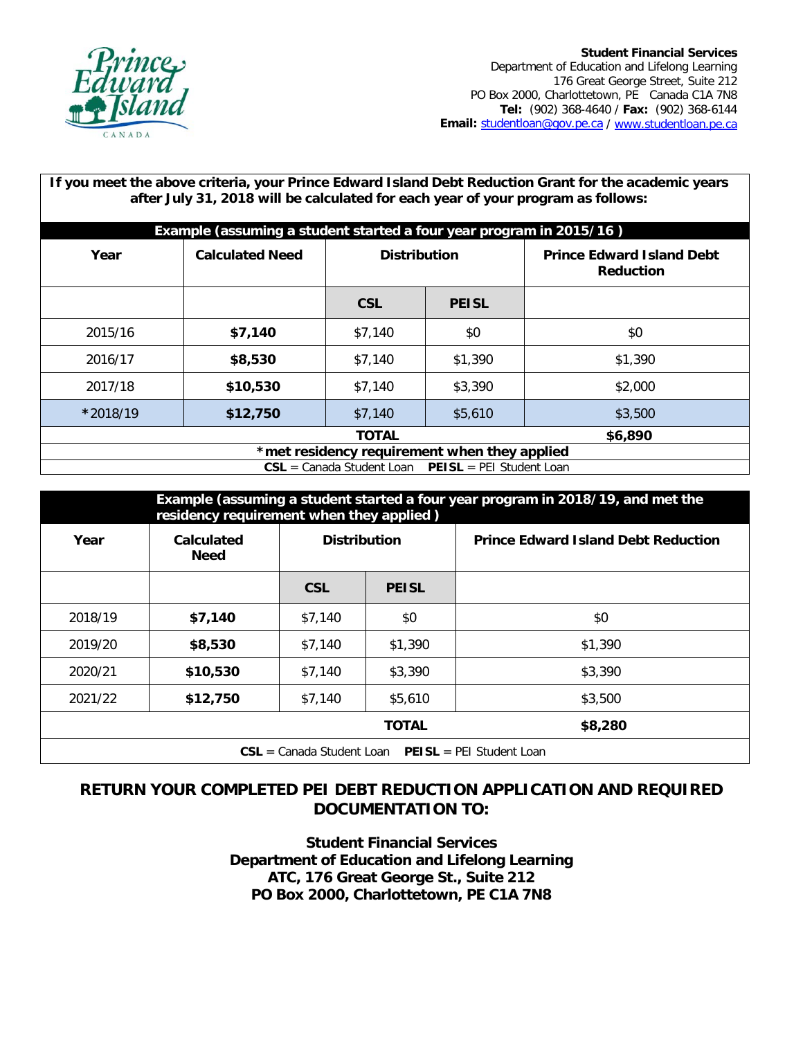**Student Financial Services**
Department of Education and Lifelong Learning
176 Great George Street, Suite 212
PO Box 2000, Charlottetown, PE Canada C1A 7N8
**Tel:** (902) 368-4640 / **Fax:** (902) 368-6144
**Email:** studentloan@gov.pe.ca / www.studentloan.pe.ca

**If you meet the above criteria, your Prince Edward Island Debt Reduction Grant for the academic years after July 31, 2018 will be calculated for each year of your program as follows:**

**Example (assuming a student started a four year program in 2015/16 )**

| Year | Calculated Need | Distribution | | Prince Edward Island Debt Reduction |
|---|---|---|---|---|
| | | CSL | PEISL | |
| 2015/16 | **$7,140** | $7,140 | $0 | $0 |
| 2016/17 | **$8,530** | $7,140 | $1,390 | $1,390 |
| 2017/18 | **$10,530** | $7,140 | $3,390 | $2,000 |
| *2018/19 | **$12,750** | $7,140 | $5,610 | $3,500 |
| | | **TOTAL** | | **$6,890** |

***met residency requirement when they applied**

**CSL** = Canada Student Loan **PEISL** = PEI Student Loan

**Example (assuming a student started a four year program in 2018/19, and met the residency requirement when they applied )**

| Year | Calculated Need | Distribution | | Prince Edward Island Debt Reduction |
|---|---|---|---|---|
| | | CSL | PEISL | |
| 2018/19 | **$7,140** | $7,140 | $0 | $0 |
| 2019/20 | **$8,530** | $7,140 | $1,390 | $1,390 |
| 2020/21 | **$10,530** | $7,140 | $3,390 | $3,390 |
| 2021/22 | **$12,750** | $7,140 | $5,610 | $3,500 |
| | | | **TOTAL** | **$8,280** |

**CSL** = Canada Student Loan **PEISL** = PEI Student Loan

## RETURN YOUR COMPLETED PEI DEBT REDUCTION APPLICATION AND REQUIRED DOCUMENTATION TO:

**Student Financial Services**
**Department of Education and Lifelong Learning**
**ATC, 176 Great George St., Suite 212**
**PO Box 2000, Charlottetown, PE C1A 7N8**